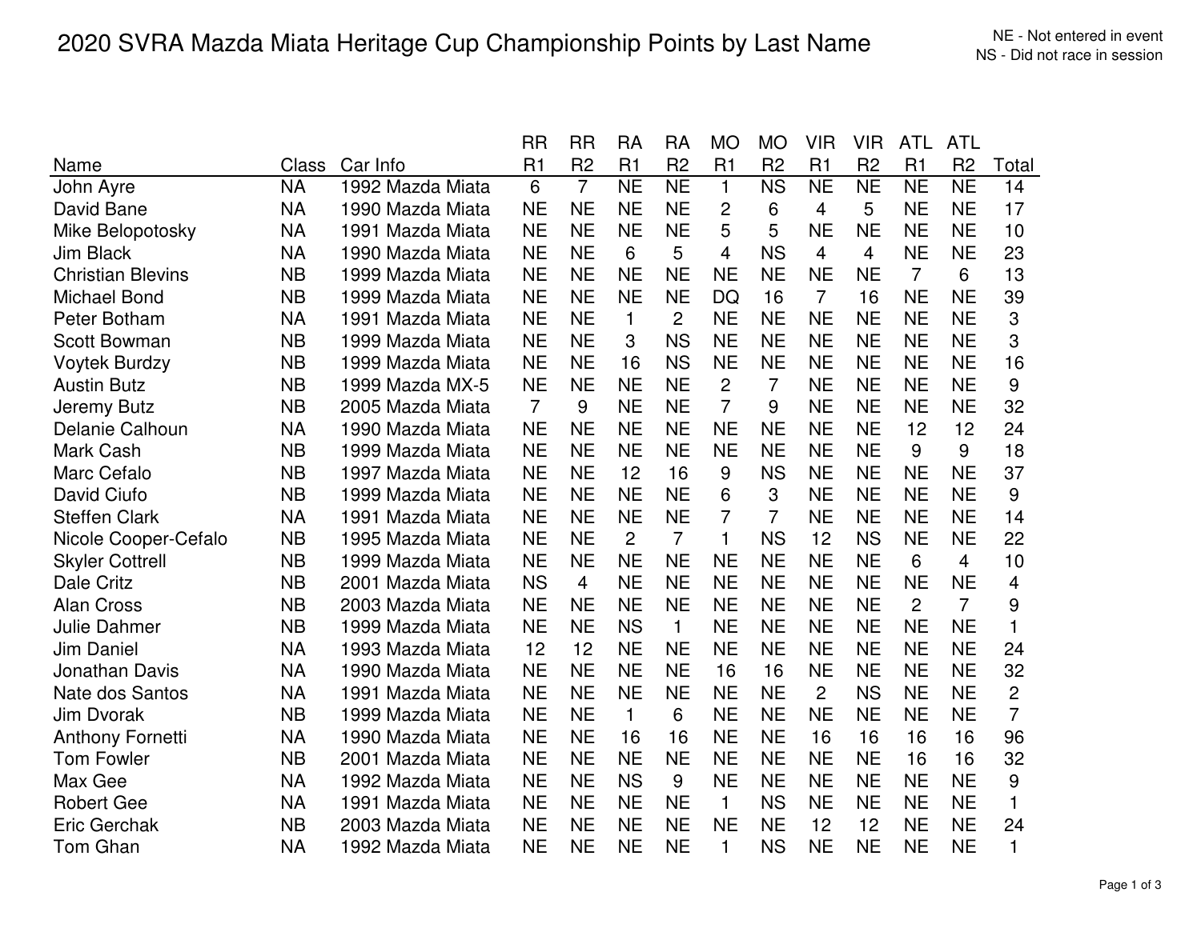# 2020 SVRA Mazda Miata Heritage Cup Championship Points by Last Name

NE - Not entered in event
NS - Did not race in session

| Name | Class | Car Info | RR R1 | RR R2 | RA R1 | RA R2 | MO R1 | MO R2 | VIR R1 | VIR R2 | ATL R1 | ATL R2 | Total |
|---|---|---|---|---|---|---|---|---|---|---|---|---|---|
| John Ayre | NA | 1992 Mazda Miata | 6 | 7 | NE | NE | 1 | NS | NE | NE | NE | NE | 14 |
| David Bane | NA | 1990 Mazda Miata | NE | NE | NE | NE | 2 | 6 | 4 | 5 | NE | NE | 17 |
| Mike Belopotosky | NA | 1991 Mazda Miata | NE | NE | NE | NE | 5 | 5 | NE | NE | NE | NE | 10 |
| Jim Black | NA | 1990 Mazda Miata | NE | NE | 6 | 5 | 4 | NS | 4 | 4 | NE | NE | 23 |
| Christian Blevins | NB | 1999 Mazda Miata | NE | NE | NE | NE | NE | NE | NE | NE | 7 | 6 | 13 |
| Michael Bond | NB | 1999 Mazda Miata | NE | NE | NE | NE | DQ | 16 | 7 | 16 | NE | NE | 39 |
| Peter Botham | NA | 1991 Mazda Miata | NE | NE | 1 | 2 | NE | NE | NE | NE | NE | NE | 3 |
| Scott Bowman | NB | 1999 Mazda Miata | NE | NE | 3 | NS | NE | NE | NE | NE | NE | NE | 3 |
| Voytek Burdzy | NB | 1999 Mazda Miata | NE | NE | 16 | NS | NE | NE | NE | NE | NE | NE | 16 |
| Austin Butz | NB | 1999 Mazda MX-5 | NE | NE | NE | NE | 2 | 7 | NE | NE | NE | NE | 9 |
| Jeremy Butz | NB | 2005 Mazda Miata | 7 | 9 | NE | NE | 7 | 9 | NE | NE | NE | NE | 32 |
| Delanie Calhoun | NA | 1990 Mazda Miata | NE | NE | NE | NE | NE | NE | NE | NE | 12 | 12 | 24 |
| Mark Cash | NB | 1999 Mazda Miata | NE | NE | NE | NE | NE | NE | NE | NE | 9 | 9 | 18 |
| Marc Cefalo | NB | 1997 Mazda Miata | NE | NE | 12 | 16 | 9 | NS | NE | NE | NE | NE | 37 |
| David Ciufo | NB | 1999 Mazda Miata | NE | NE | NE | NE | 6 | 3 | NE | NE | NE | NE | 9 |
| Steffen Clark | NA | 1991 Mazda Miata | NE | NE | NE | NE | 7 | 7 | NE | NE | NE | NE | 14 |
| Nicole Cooper-Cefalo | NB | 1995 Mazda Miata | NE | NE | 2 | 7 | 1 | NS | 12 | NS | NE | NE | 22 |
| Skyler Cottrell | NB | 1999 Mazda Miata | NE | NE | NE | NE | NE | NE | NE | NE | 6 | 4 | 10 |
| Dale Critz | NB | 2001 Mazda Miata | NS | 4 | NE | NE | NE | NE | NE | NE | NE | NE | 4 |
| Alan Cross | NB | 2003 Mazda Miata | NE | NE | NE | NE | NE | NE | NE | NE | 2 | 7 | 9 |
| Julie Dahmer | NB | 1999 Mazda Miata | NE | NE | NS | 1 | NE | NE | NE | NE | NE | NE | 1 |
| Jim Daniel | NA | 1993 Mazda Miata | 12 | 12 | NE | NE | NE | NE | NE | NE | NE | NE | 24 |
| Jonathan Davis | NA | 1990 Mazda Miata | NE | NE | NE | NE | 16 | 16 | NE | NE | NE | NE | 32 |
| Nate dos Santos | NA | 1991 Mazda Miata | NE | NE | NE | NE | NE | NE | 2 | NS | NE | NE | 2 |
| Jim Dvorak | NB | 1999 Mazda Miata | NE | NE | 1 | 6 | NE | NE | NE | NE | NE | NE | 7 |
| Anthony Fornetti | NA | 1990 Mazda Miata | NE | NE | 16 | 16 | NE | NE | 16 | 16 | 16 | 16 | 96 |
| Tom Fowler | NB | 2001 Mazda Miata | NE | NE | NE | NE | NE | NE | NE | NE | 16 | 16 | 32 |
| Max Gee | NA | 1992 Mazda Miata | NE | NE | NS | 9 | NE | NE | NE | NE | NE | NE | 9 |
| Robert Gee | NA | 1991 Mazda Miata | NE | NE | NE | NE | 1 | NS | NE | NE | NE | NE | 1 |
| Eric Gerchak | NB | 2003 Mazda Miata | NE | NE | NE | NE | NE | NE | 12 | 12 | NE | NE | 24 |
| Tom Ghan | NA | 1992 Mazda Miata | NE | NE | NE | NE | 1 | NS | NE | NE | NE | NE | 1 |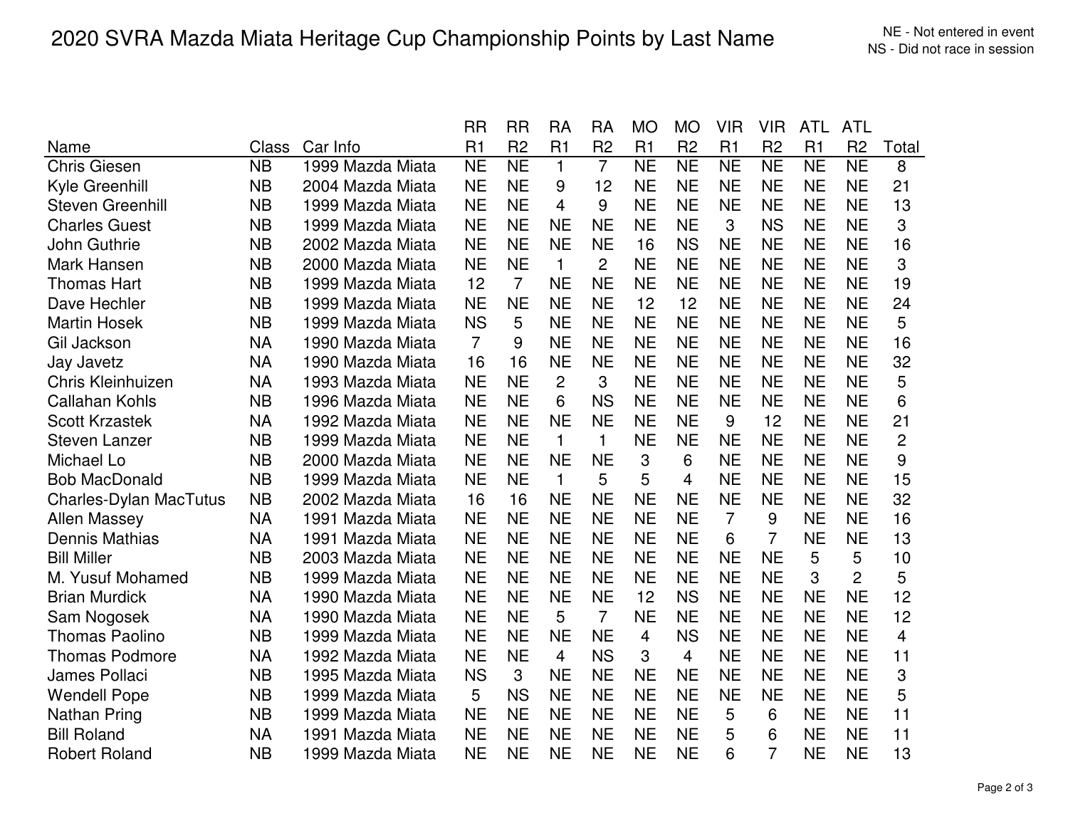# 2020 SVRA Mazda Miata Heritage Cup Championship Points by Last Name

NE - Not entered in event
NS - Did not race in session

| Name | Class | Car Info | RR R1 | RR R2 | RA R1 | RA R2 | MO R1 | MO R2 | VIR R1 | VIR R2 | ATL R1 | ATL R2 | Total |
|---|---|---|---|---|---|---|---|---|---|---|---|---|---|
| Chris Giesen | NB | 1999 Mazda Miata | NE | NE | 1 | 7 | NE | NE | NE | NE | NE | NE | 8 |
| Kyle Greenhill | NB | 2004 Mazda Miata | NE | NE | 9 | 12 | NE | NE | NE | NE | NE | NE | 21 |
| Steven Greenhill | NB | 1999 Mazda Miata | NE | NE | 4 | 9 | NE | NE | NE | NE | NE | NE | 13 |
| Charles Guest | NB | 1999 Mazda Miata | NE | NE | NE | NE | NE | NE | 3 | NS | NE | NE | 3 |
| John Guthrie | NB | 2002 Mazda Miata | NE | NE | NE | NE | 16 | NS | NE | NE | NE | NE | 16 |
| Mark Hansen | NB | 2000 Mazda Miata | NE | NE | 1 | 2 | NE | NE | NE | NE | NE | NE | 3 |
| Thomas Hart | NB | 1999 Mazda Miata | 12 | 7 | NE | NE | NE | NE | NE | NE | NE | NE | 19 |
| Dave Hechler | NB | 1999 Mazda Miata | NE | NE | NE | NE | 12 | 12 | NE | NE | NE | NE | 24 |
| Martin Hosek | NB | 1999 Mazda Miata | NS | 5 | NE | NE | NE | NE | NE | NE | NE | NE | 5 |
| Gil Jackson | NA | 1990 Mazda Miata | 7 | 9 | NE | NE | NE | NE | NE | NE | NE | NE | 16 |
| Jay Javetz | NA | 1990 Mazda Miata | 16 | 16 | NE | NE | NE | NE | NE | NE | NE | NE | 32 |
| Chris Kleinhuizen | NA | 1993 Mazda Miata | NE | NE | 2 | 3 | NE | NE | NE | NE | NE | NE | 5 |
| Callahan Kohls | NB | 1996 Mazda Miata | NE | NE | 6 | NS | NE | NE | NE | NE | NE | NE | 6 |
| Scott Krzastek | NA | 1992 Mazda Miata | NE | NE | NE | NE | NE | NE | 9 | 12 | NE | NE | 21 |
| Steven Lanzer | NB | 1999 Mazda Miata | NE | NE | 1 | 1 | NE | NE | NE | NE | NE | NE | 2 |
| Michael Lo | NB | 2000 Mazda Miata | NE | NE | NE | NE | 3 | 6 | NE | NE | NE | NE | 9 |
| Bob MacDonald | NB | 1999 Mazda Miata | NE | NE | 1 | 5 | 5 | 4 | NE | NE | NE | NE | 15 |
| Charles-Dylan MacTutus | NB | 2002 Mazda Miata | 16 | 16 | NE | NE | NE | NE | NE | NE | NE | NE | 32 |
| Allen Massey | NA | 1991 Mazda Miata | NE | NE | NE | NE | NE | NE | 7 | 9 | NE | NE | 16 |
| Dennis Mathias | NA | 1991 Mazda Miata | NE | NE | NE | NE | NE | NE | 6 | 7 | NE | NE | 13 |
| Bill Miller | NB | 2003 Mazda Miata | NE | NE | NE | NE | NE | NE | NE | NE | 5 | 5 | 10 |
| M. Yusuf Mohamed | NB | 1999 Mazda Miata | NE | NE | NE | NE | NE | NE | NE | NE | 3 | 2 | 5 |
| Brian Murdick | NA | 1990 Mazda Miata | NE | NE | NE | NE | 12 | NS | NE | NE | NE | NE | 12 |
| Sam Nogosek | NA | 1990 Mazda Miata | NE | NE | 5 | 7 | NE | NE | NE | NE | NE | NE | 12 |
| Thomas Paolino | NB | 1999 Mazda Miata | NE | NE | NE | NE | 4 | NS | NE | NE | NE | NE | 4 |
| Thomas Podmore | NA | 1992 Mazda Miata | NE | NE | 4 | NS | 3 | 4 | NE | NE | NE | NE | 11 |
| James Pollaci | NB | 1995 Mazda Miata | NS | 3 | NE | NE | NE | NE | NE | NE | NE | NE | 3 |
| Wendell Pope | NB | 1999 Mazda Miata | 5 | NS | NE | NE | NE | NE | NE | NE | NE | NE | 5 |
| Nathan Pring | NB | 1999 Mazda Miata | NE | NE | NE | NE | NE | NE | 5 | 6 | NE | NE | 11 |
| Bill Roland | NA | 1991 Mazda Miata | NE | NE | NE | NE | NE | NE | 5 | 6 | NE | NE | 11 |
| Robert Roland | NB | 1999 Mazda Miata | NE | NE | NE | NE | NE | NE | 6 | 7 | NE | NE | 13 |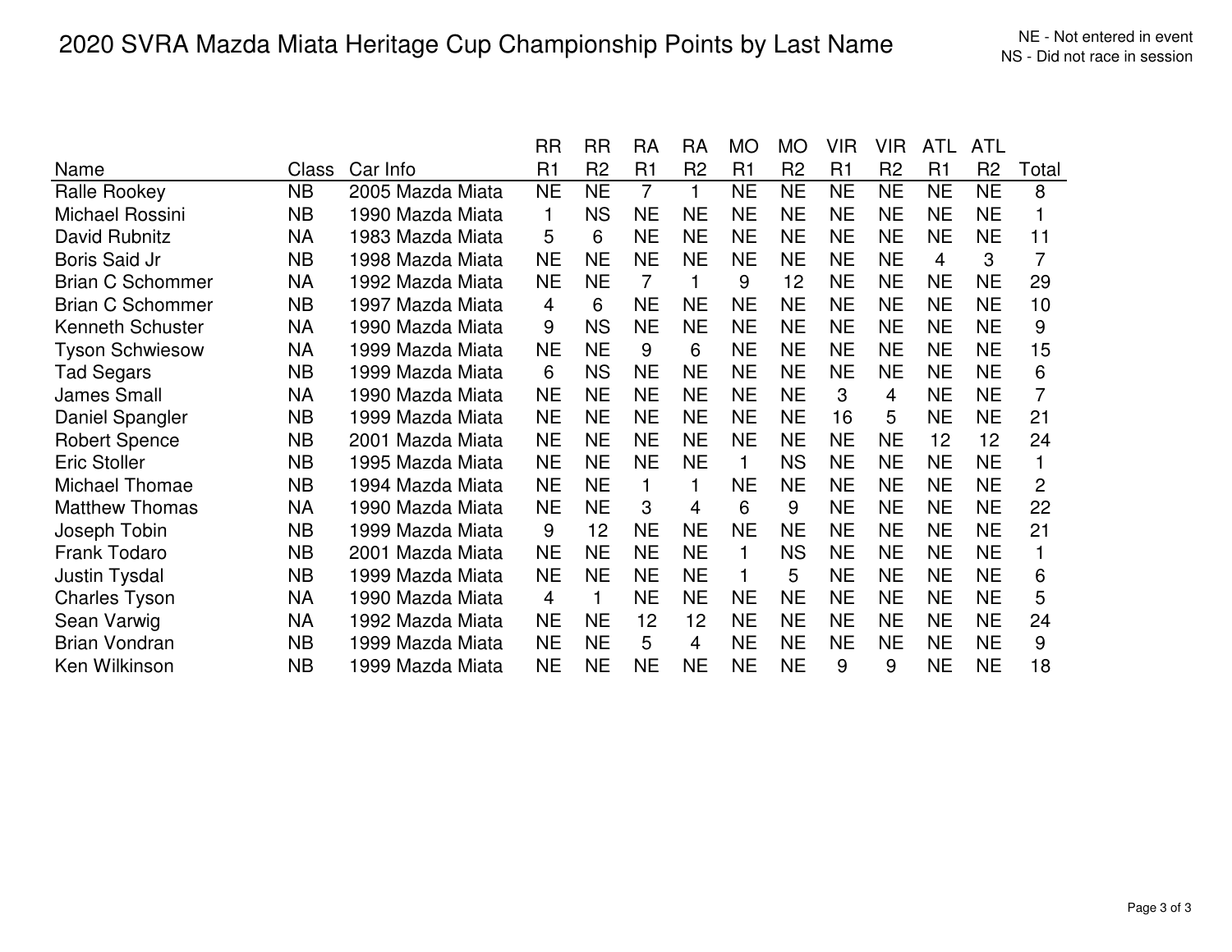# 2020 SVRA Mazda Miata Heritage Cup Championship Points by Last Name

NE - Not entered in event
NS - Did not race in session

| Name | Class | Car Info | RR R1 | RR R2 | RA R1 | RA R2 | MO R1 | MO R2 | VIR R1 | VIR R2 | ATL R1 | ATL R2 | Total |
|---|---|---|---|---|---|---|---|---|---|---|---|---|---|
| Ralle Rookey | NB | 2005 Mazda Miata | NE | NE | 7 | 1 | NE | NE | NE | NE | NE | NE | 8 |
| Michael Rossini | NB | 1990 Mazda Miata | 1 | NS | NE | NE | NE | NE | NE | NE | NE | NE | 1 |
| David Rubnitz | NA | 1983 Mazda Miata | 5 | 6 | NE | NE | NE | NE | NE | NE | NE | NE | 11 |
| Boris Said Jr | NB | 1998 Mazda Miata | NE | NE | NE | NE | NE | NE | NE | NE | 4 | 3 | 7 |
| Brian C Schommer | NA | 1992 Mazda Miata | NE | NE | 7 | 1 | 9 | 12 | NE | NE | NE | NE | 29 |
| Brian C Schommer | NB | 1997 Mazda Miata | 4 | 6 | NE | NE | NE | NE | NE | NE | NE | NE | 10 |
| Kenneth Schuster | NA | 1990 Mazda Miata | 9 | NS | NE | NE | NE | NE | NE | NE | NE | NE | 9 |
| Tyson Schwiesow | NA | 1999 Mazda Miata | NE | NE | 9 | 6 | NE | NE | NE | NE | NE | NE | 15 |
| Tad Segars | NB | 1999 Mazda Miata | 6 | NS | NE | NE | NE | NE | NE | NE | NE | NE | 6 |
| James Small | NA | 1990 Mazda Miata | NE | NE | NE | NE | NE | NE | 3 | 4 | NE | NE | 7 |
| Daniel Spangler | NB | 1999 Mazda Miata | NE | NE | NE | NE | NE | NE | 16 | 5 | NE | NE | 21 |
| Robert Spence | NB | 2001 Mazda Miata | NE | NE | NE | NE | NE | NE | NE | NE | 12 | 12 | 24 |
| Eric Stoller | NB | 1995 Mazda Miata | NE | NE | NE | NE | 1 | NS | NE | NE | NE | NE | 1 |
| Michael Thomae | NB | 1994 Mazda Miata | NE | NE | 1 | 1 | NE | NE | NE | NE | NE | NE | 2 |
| Matthew Thomas | NA | 1990 Mazda Miata | NE | NE | 3 | 4 | 6 | 9 | NE | NE | NE | NE | 22 |
| Joseph Tobin | NB | 1999 Mazda Miata | 9 | 12 | NE | NE | NE | NE | NE | NE | NE | NE | 21 |
| Frank Todaro | NB | 2001 Mazda Miata | NE | NE | NE | NE | 1 | NS | NE | NE | NE | NE | 1 |
| Justin Tysdal | NB | 1999 Mazda Miata | NE | NE | NE | NE | 1 | 5 | NE | NE | NE | NE | 6 |
| Charles Tyson | NA | 1990 Mazda Miata | 4 | 1 | NE | NE | NE | NE | NE | NE | NE | NE | 5 |
| Sean Varwig | NA | 1992 Mazda Miata | NE | NE | 12 | 12 | NE | NE | NE | NE | NE | NE | 24 |
| Brian Vondran | NB | 1999 Mazda Miata | NE | NE | 5 | 4 | NE | NE | NE | NE | NE | NE | 9 |
| Ken Wilkinson | NB | 1999 Mazda Miata | NE | NE | NE | NE | NE | NE | 9 | 9 | NE | NE | 18 |